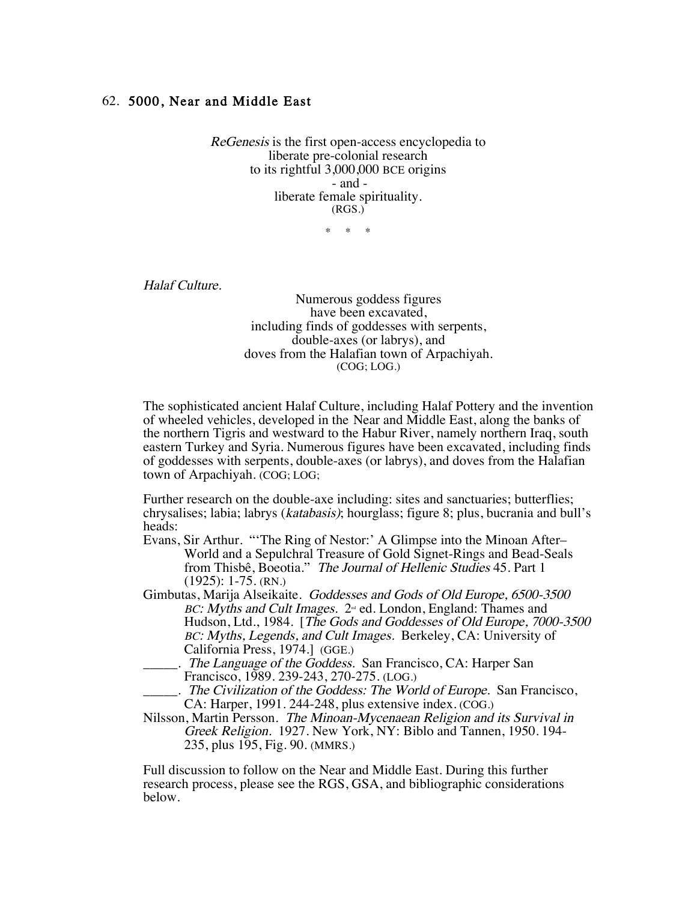## 62. 5000, Near and Middle East

*ReGenesis* is the first open-access encyclopedia to
liberate pre-colonial research
to its rightful 3,000,000 BCE origins
- and -
liberate female spirituality.
(RGS.)

\* \* \*

*Halaf Culture.*

Numerous goddess figures
have been excavated,
including finds of goddesses with serpents,
double-axes (or labrys), and
doves from the Halafian town of Arpachiyah.
(COG; LOG.)

The sophisticated ancient Halaf Culture, including Halaf Pottery and the invention of wheeled vehicles, developed in the Near and Middle East, along the banks of the northern Tigris and westward to the Habur River, namely northern Iraq, south eastern Turkey and Syria. Numerous figures have been excavated, including finds of goddesses with serpents, double-axes (or labrys), and doves from the Halafian town of Arpachiyah. (COG; LOG;

Further research on the double-axe including: sites and sanctuaries; butterflies; chrysalises; labia; labrys (*katabasis)*; hourglass; figure 8; plus, bucrania and bull's heads:

Evans, Sir Arthur. "'The Ring of Nestor:' A Glimpse into the Minoan After–World and a Sepulchral Treasure of Gold Signet-Rings and Bead-Seals from Thisbê, Boeotia." *The Journal of Hellenic Studies* 45. Part 1 (1925): 1-75. (RN.)

Gimbutas, Marija Alseikaite. *Goddesses and Gods of Old Europe, 6500-3500 BC: Myths and Cult Images.* 2nd ed. London, England: Thames and Hudson, Ltd., 1984. [*The Gods and Goddesses of Old Europe, 7000-3500 BC: Myths, Legends, and Cult Images.* Berkeley, CA: University of California Press, 1974.] (GGE.)

_____. *The Language of the Goddess.* San Francisco, CA: Harper San Francisco, 1989. 239-243, 270-275. (LOG.)

_____. *The Civilization of the Goddess: The World of Europe.* San Francisco, CA: Harper, 1991. 244-248, plus extensive index. (COG.)

Nilsson, Martin Persson. *The Minoan-Mycenaean Religion and its Survival in Greek Religion.* 1927. New York, NY: Biblo and Tannen, 1950. 194-235, plus 195, Fig. 90. (MMRS.)

Full discussion to follow on the Near and Middle East. During this further research process, please see the RGS, GSA, and bibliographic considerations below.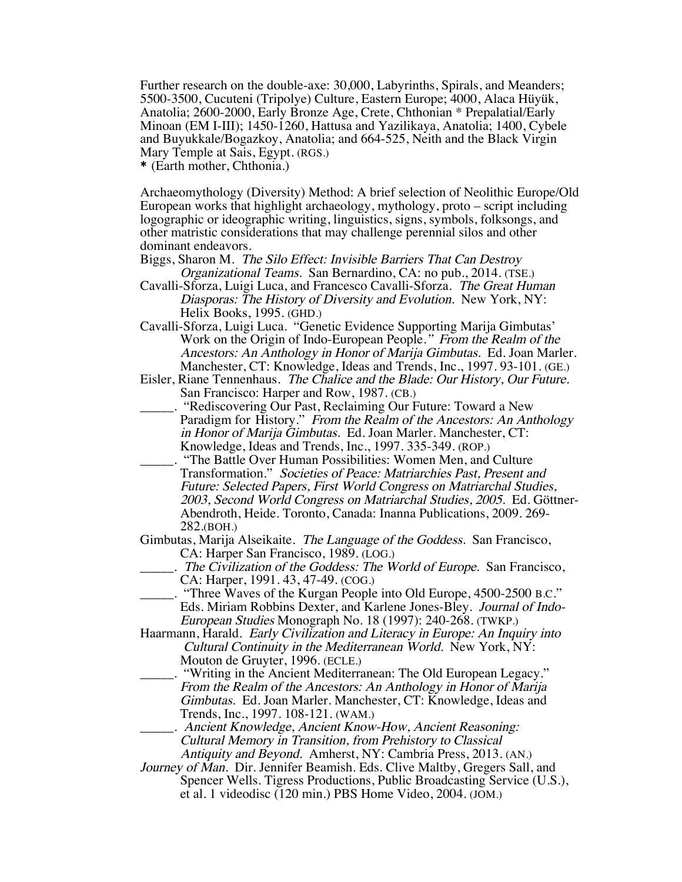Further research on the double-axe: 30,000, Labyrinths, Spirals, and Meanders; 5500-3500, Cucuteni (Tripolye) Culture, Eastern Europe; 4000, Alaca Hüyük, Anatolia; 2600-2000, Early Bronze Age, Crete, Chthonian * Prepalatial/Early Minoan (EM I-III); 1450-1260, Hattusa and Yazilikaya, Anatolia; 1400, Cybele and Buyukkale/Bogazkoy, Anatolia; and 664-525, Neith and the Black Virgin Mary Temple at Sais, Egypt. (RGS.)

**\*** (Earth mother, Chthonia.)

Archaeomythology (Diversity) Method: A brief selection of Neolithic Europe/Old European works that highlight archaeology, mythology, proto – script including logographic or ideographic writing, linguistics, signs, symbols, folksongs, and other matristic considerations that may challenge perennial silos and other dominant endeavors.

Biggs, Sharon M. *The Silo Effect: Invisible Barriers That Can Destroy Organizational Teams.* San Bernardino, CA: no pub., 2014. (TSE.)

Cavalli-Sforza, Luigi Luca, and Francesco Cavalli-Sforza. *The Great Human Diasporas: The History of Diversity and Evolution.* New York, NY: Helix Books, 1995. (GHD.)

Cavalli-Sforza, Luigi Luca. "Genetic Evidence Supporting Marija Gimbutas' Work on the Origin of Indo-European People." *From the Realm of the Ancestors: An Anthology in Honor of Marija Gimbutas.* Ed. Joan Marler. Manchester, CT: Knowledge, Ideas and Trends, Inc., 1997. 93-101. (GE.)

Eisler, Riane Tennenhaus. *The Chalice and the Blade: Our History, Our Future.* San Francisco: Harper and Row, 1987. (CB.)

_____. "Rediscovering Our Past, Reclaiming Our Future: Toward a New Paradigm for History." *From the Realm of the Ancestors: An Anthology in Honor of Marija Gimbutas.* Ed. Joan Marler. Manchester, CT: Knowledge, Ideas and Trends, Inc., 1997. 335-349. (ROP.)

_____. "The Battle Over Human Possibilities: Women Men, and Culture Transformation." *Societies of Peace: Matriarchies Past, Present and Future: Selected Papers, First World Congress on Matriarchal Studies, 2003, Second World Congress on Matriarchal Studies, 2005.* Ed. Göttner-Abendroth, Heide. Toronto, Canada: Inanna Publications, 2009. 269-282.(BOH.)

Gimbutas, Marija Alseikaite. *The Language of the Goddess.* San Francisco, CA: Harper San Francisco, 1989. (LOG.)

_____. *The Civilization of the Goddess: The World of Europe.* San Francisco, CA: Harper, 1991. 43, 47-49. (COG.)

_____. "Three Waves of the Kurgan People into Old Europe, 4500-2500 B.C." Eds. Miriam Robbins Dexter, and Karlene Jones-Bley. *Journal of Indo-European Studies* Monograph No. 18 (1997): 240-268. (TWKP.)

Haarmann, Harald. *Early Civilization and Literacy in Europe: An Inquiry into Cultural Continuity in the Mediterranean World.* New York, NY: Mouton de Gruyter, 1996. (ECLE.)

_____. "Writing in the Ancient Mediterranean: The Old European Legacy." *From the Realm of the Ancestors: An Anthology in Honor of Marija Gimbutas.* Ed. Joan Marler. Manchester, CT: Knowledge, Ideas and Trends, Inc., 1997. 108-121. (WAM.)

_____. *Ancient Knowledge, Ancient Know-How, Ancient Reasoning: Cultural Memory in Transition, from Prehistory to Classical Antiquity and Beyond.* Amherst, NY: Cambria Press, 2013. (AN.)

*Journey of Man.* Dir. Jennifer Beamish. Eds. Clive Maltby, Gregers Sall, and Spencer Wells. Tigress Productions, Public Broadcasting Service (U.S.), et al. 1 videodisc (120 min.) PBS Home Video, 2004. (JOM.)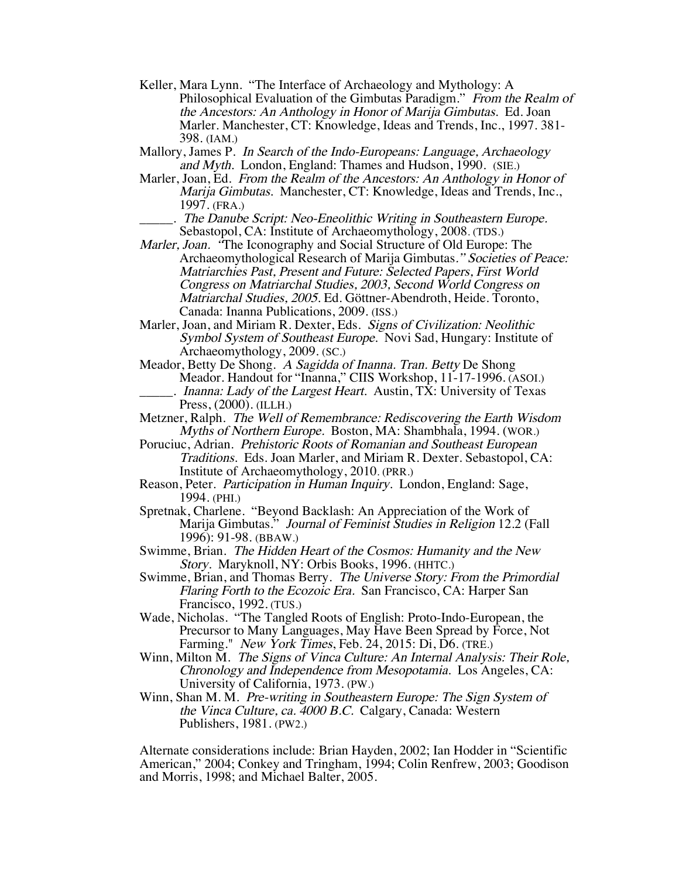Keller, Mara Lynn. "The Interface of Archaeology and Mythology: A Philosophical Evaluation of the Gimbutas Paradigm." *From the Realm of the Ancestors: An Anthology in Honor of Marija Gimbutas.* Ed. Joan Marler. Manchester, CT: Knowledge, Ideas and Trends, Inc., 1997. 381-398. (IAM.)

Mallory, James P. *In Search of the Indo-Europeans: Language, Archaeology and Myth.* London, England: Thames and Hudson, 1990. (SIE.)

Marler, Joan, Ed. *From the Realm of the Ancestors: An Anthology in Honor of Marija Gimbutas.* Manchester, CT: Knowledge, Ideas and Trends, Inc., 1997. (FRA.)

_____. *The Danube Script: Neo-Eneolithic Writing in Southeastern Europe.* Sebastopol, CA: Institute of Archaeomythology, 2008. (TDS.)

*Marler, Joan. "*The Iconography and Social Structure of Old Europe: The Archaeomythological Research of Marija Gimbutas.*" Societies of Peace: Matriarchies Past, Present and Future: Selected Papers, First World Congress on Matriarchal Studies, 2003, Second World Congress on Matriarchal Studies, 2005.* Ed. Göttner-Abendroth, Heide. Toronto, Canada: Inanna Publications, 2009. (ISS.)

Marler, Joan, and Miriam R. Dexter, Eds. *Signs of Civilization: Neolithic Symbol System of Southeast Europe.* Novi Sad, Hungary: Institute of Archaeomythology, 2009. (SC.)

Meador, Betty De Shong. *A Sagidda of Inanna. Tran. Betty* De Shong Meador. Handout for "Inanna," CIIS Workshop, 11-17-1996. (ASOI.)

_____. *Inanna: Lady of the Largest Heart.* Austin, TX: University of Texas Press, (2000). (ILLH.)

Metzner, Ralph. *The Well of Remembrance: Rediscovering the Earth Wisdom Myths of Northern Europe.* Boston, MA: Shambhala, 1994. (WOR.)

Poruciuc, Adrian. *Prehistoric Roots of Romanian and Southeast European Traditions.* Eds. Joan Marler, and Miriam R. Dexter. Sebastopol, CA: Institute of Archaeomythology, 2010. (PRR.)

Reason, Peter. *Participation in Human Inquiry.* London, England: Sage, 1994. (PHI.)

Spretnak, Charlene. "Beyond Backlash: An Appreciation of the Work of Marija Gimbutas." *Journal of Feminist Studies in Religion* 12.2 (Fall 1996): 91-98. (BBAW.)

Swimme, Brian. *The Hidden Heart of the Cosmos: Humanity and the New Story.* Maryknoll, NY: Orbis Books, 1996. (HHTC.)

Swimme, Brian, and Thomas Berry. *The Universe Story: From the Primordial Flaring Forth to the Ecozoic Era.* San Francisco, CA: Harper San Francisco, 1992. (TUS.)

Wade, Nicholas. "The Tangled Roots of English: Proto-Indo-European, the Precursor to Many Languages, May Have Been Spread by Force, Not Farming." *New York Times*, Feb. 24, 2015: Di, D6. (TRE.)

Winn, Milton M. *The Signs of Vinca Culture: An Internal Analysis: Their Role, Chronology and Independence from Mesopotamia.* Los Angeles, CA: University of California, 1973. (PW.)

Winn, Shan M. M. *Pre-writing in Southeastern Europe: The Sign System of the Vinca Culture, ca. 4000 B.C.* Calgary, Canada: Western Publishers, 1981. (PW2.)

Alternate considerations include: Brian Hayden, 2002; Ian Hodder in "Scientific American," 2004; Conkey and Tringham, 1994; Colin Renfrew, 2003; Goodison and Morris, 1998; and Michael Balter, 2005.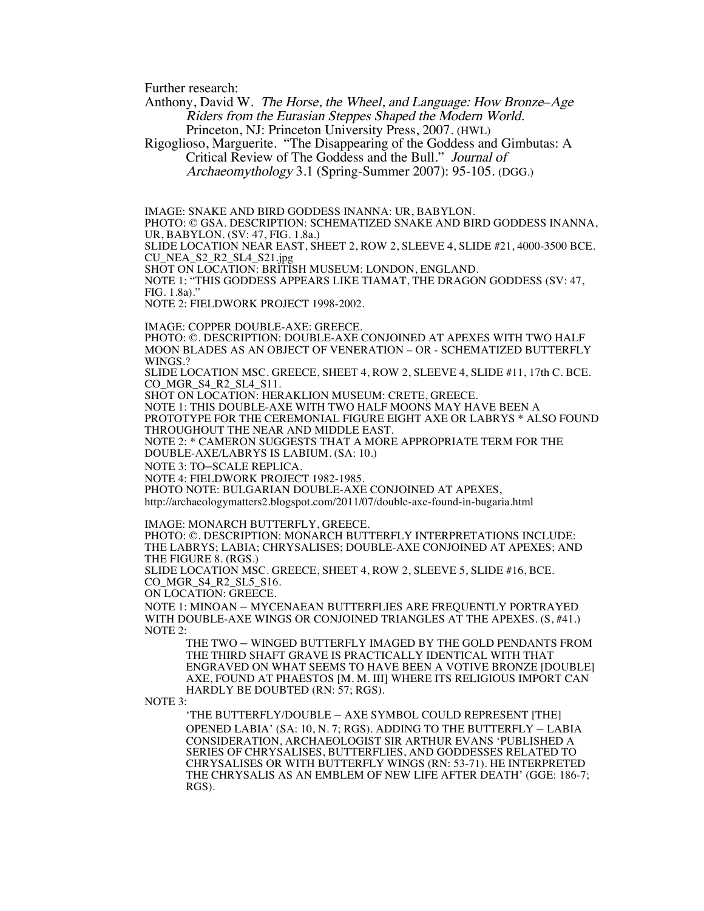Further research:

Anthony, David W. *The Horse, the Wheel, and Language: How Bronze–Age Riders from the Eurasian Steppes Shaped the Modern World.* Princeton, NJ: Princeton University Press, 2007. (HWL)

Rigoglioso, Marguerite. "The Disappearing of the Goddess and Gimbutas: A Critical Review of The Goddess and the Bull." *Journal of Archaeomythology* 3.1 (Spring-Summer 2007): 95-105. (DGG.)

IMAGE: SNAKE AND BIRD GODDESS INANNA: UR, BABYLON.
PHOTO: © GSA. DESCRIPTION: SCHEMATIZED SNAKE AND BIRD GODDESS INANNA, UR, BABYLON. (SV: 47, FIG. 1.8a.)
SLIDE LOCATION NEAR EAST, SHEET 2, ROW 2, SLEEVE 4, SLIDE #21, 4000-3500 BCE. CU_NEA_S2_R2_SL4_S21.jpg
SHOT ON LOCATION: BRITISH MUSEUM: LONDON, ENGLAND.
NOTE 1: "THIS GODDESS APPEARS LIKE TIAMAT, THE DRAGON GODDESS (SV: 47, FIG. 1.8a)."
NOTE 2: FIELDWORK PROJECT 1998-2002.

IMAGE: COPPER DOUBLE-AXE: GREECE.
PHOTO: ©. DESCRIPTION: DOUBLE-AXE CONJOINED AT APEXES WITH TWO HALF MOON BLADES AS AN OBJECT OF VENERATION – OR - SCHEMATIZED BUTTERFLY WINGS.?
SLIDE LOCATION MSC. GREECE, SHEET 4, ROW 2, SLEEVE 4, SLIDE #11, 17th C. BCE. CO_MGR_S4_R2_SL4_S11.
SHOT ON LOCATION: HERAKLION MUSEUM: CRETE, GREECE.
NOTE 1: THIS DOUBLE-AXE WITH TWO HALF MOONS MAY HAVE BEEN A PROTOTYPE FOR THE CEREMONIAL FIGURE EIGHT AXE OR LABRYS * ALSO FOUND THROUGHOUT THE NEAR AND MIDDLE EAST.
NOTE 2: * CAMERON SUGGESTS THAT A MORE APPROPRIATE TERM FOR THE DOUBLE-AXE/LABRYS IS LABIUM. (SA: 10.)
NOTE 3: TO–SCALE REPLICA.
NOTE 4: FIELDWORK PROJECT 1982-1985.
PHOTO NOTE: BULGARIAN DOUBLE-AXE CONJOINED AT APEXES, http://archaeologymatters2.blogspot.com/2011/07/double-axe-found-in-bugaria.html

IMAGE: MONARCH BUTTERFLY, GREECE.
PHOTO: ©. DESCRIPTION: MONARCH BUTTERFLY INTERPRETATIONS INCLUDE: THE LABRYS; LABIA; CHRYSALISES; DOUBLE-AXE CONJOINED AT APEXES; AND THE FIGURE 8. (RGS.)
SLIDE LOCATION MSC. GREECE, SHEET 4, ROW 2, SLEEVE 5, SLIDE #16, BCE. CO_MGR_S4_R2_SL5_S16.
ON LOCATION: GREECE.
NOTE 1: MINOAN – MYCENAEAN BUTTERFLIES ARE FREQUENTLY PORTRAYED WITH DOUBLE-AXE WINGS OR CONJOINED TRIANGLES AT THE APEXES. (S, #41.)
NOTE 2:

> THE TWO – WINGED BUTTERFLY IMAGED BY THE GOLD PENDANTS FROM THE THIRD SHAFT GRAVE IS PRACTICALLY IDENTICAL WITH THAT ENGRAVED ON WHAT SEEMS TO HAVE BEEN A VOTIVE BRONZE [DOUBLE] AXE, FOUND AT PHAESTOS [M. M. III] WHERE ITS RELIGIOUS IMPORT CAN HARDLY BE DOUBTED (RN: 57; RGS).

NOTE 3:

> 'THE BUTTERFLY/DOUBLE – AXE SYMBOL COULD REPRESENT [THE] OPENED LABIA' (SA: 10, N. 7; RGS). ADDING TO THE BUTTERFLY – LABIA CONSIDERATION, ARCHAEOLOGIST SIR ARTHUR EVANS 'PUBLISHED A SERIES OF CHRYSALISES, BUTTERFLIES, AND GODDESSES RELATED TO CHRYSALISES OR WITH BUTTERFLY WINGS (RN: 53-71). HE INTERPRETED THE CHRYSALIS AS AN EMBLEM OF NEW LIFE AFTER DEATH' (GGE: 186-7; RGS).